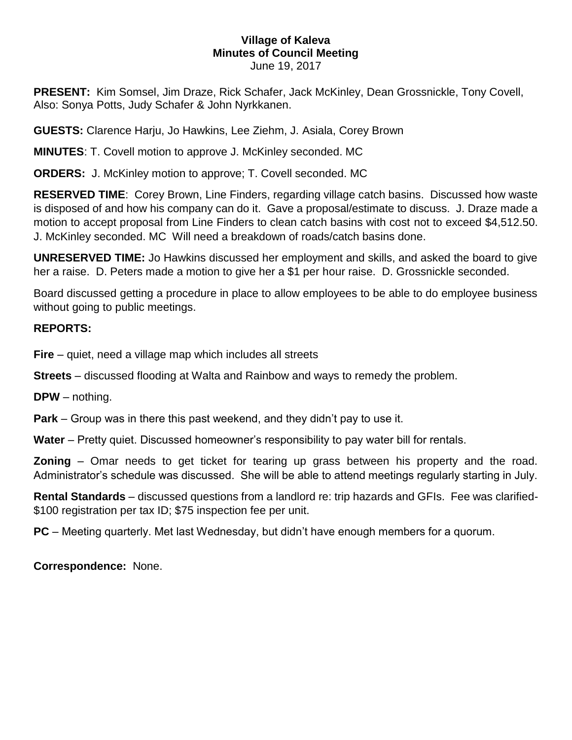# Village of Kaleva
## Minutes of Council Meeting
June 19, 2017

**PRESENT:** Kim Somsel, Jim Draze, Rick Schafer, Jack McKinley, Dean Grossnickle, Tony Covell, Also: Sonya Potts, Judy Schafer & John Nyrkkanen.

**GUESTS:** Clarence Harju, Jo Hawkins, Lee Ziehm, J. Asiala, Corey Brown

**MINUTES**: T. Covell motion to approve J. McKinley seconded. MC

**ORDERS:** J. McKinley motion to approve; T. Covell seconded. MC

**RESERVED TIME**: Corey Brown, Line Finders, regarding village catch basins. Discussed how waste is disposed of and how his company can do it. Gave a proposal/estimate to discuss. J. Draze made a motion to accept proposal from Line Finders to clean catch basins with cost not to exceed $4,512.50. J. McKinley seconded. MC Will need a breakdown of roads/catch basins done.

**UNRESERVED TIME:** Jo Hawkins discussed her employment and skills, and asked the board to give her a raise. D. Peters made a motion to give her a $1 per hour raise. D. Grossnickle seconded.

Board discussed getting a procedure in place to allow employees to be able to do employee business without going to public meetings.

**REPORTS:**

**Fire** – quiet, need a village map which includes all streets

**Streets** – discussed flooding at Walta and Rainbow and ways to remedy the problem.

**DPW** – nothing.

**Park** – Group was in there this past weekend, and they didn't pay to use it.

**Water** – Pretty quiet. Discussed homeowner's responsibility to pay water bill for rentals.

**Zoning** – Omar needs to get ticket for tearing up grass between his property and the road. Administrator's schedule was discussed. She will be able to attend meetings regularly starting in July.

**Rental Standards** – discussed questions from a landlord re: trip hazards and GFIs. Fee was clarified- $100 registration per tax ID; $75 inspection fee per unit.

**PC** – Meeting quarterly. Met last Wednesday, but didn't have enough members for a quorum.

**Correspondence:** None.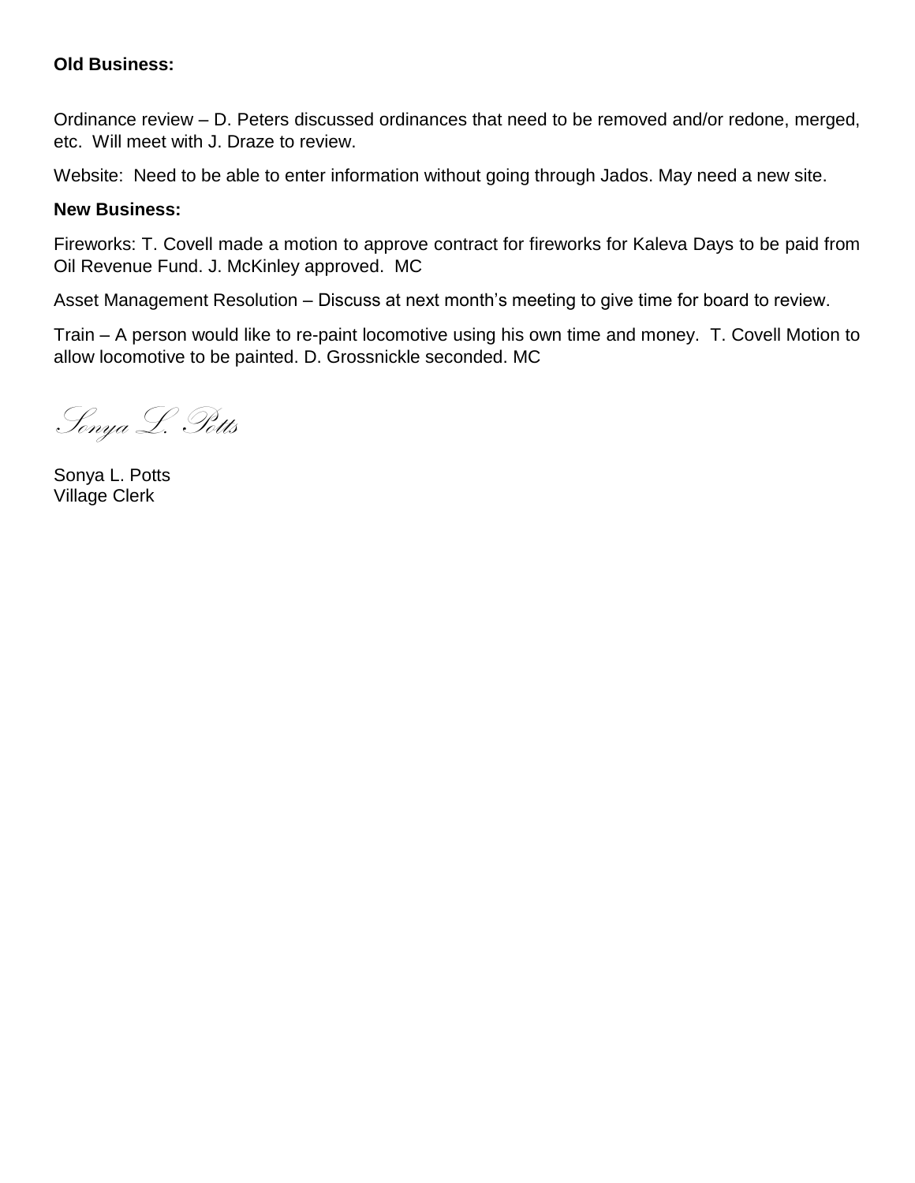**Old Business:**

Ordinance review – D. Peters discussed ordinances that need to be removed and/or redone, merged, etc. Will meet with J. Draze to review.

Website: Need to be able to enter information without going through Jados. May need a new site.

**New Business:**

Fireworks: T. Covell made a motion to approve contract for fireworks for Kaleva Days to be paid from Oil Revenue Fund. J. McKinley approved. MC

Asset Management Resolution – Discuss at next month's meeting to give time for board to review.

Train – A person would like to re-paint locomotive using his own time and money. T. Covell Motion to allow locomotive to be painted. D. Grossnickle seconded. MC

*Sonya L. Potts*

Sonya L. Potts
Village Clerk